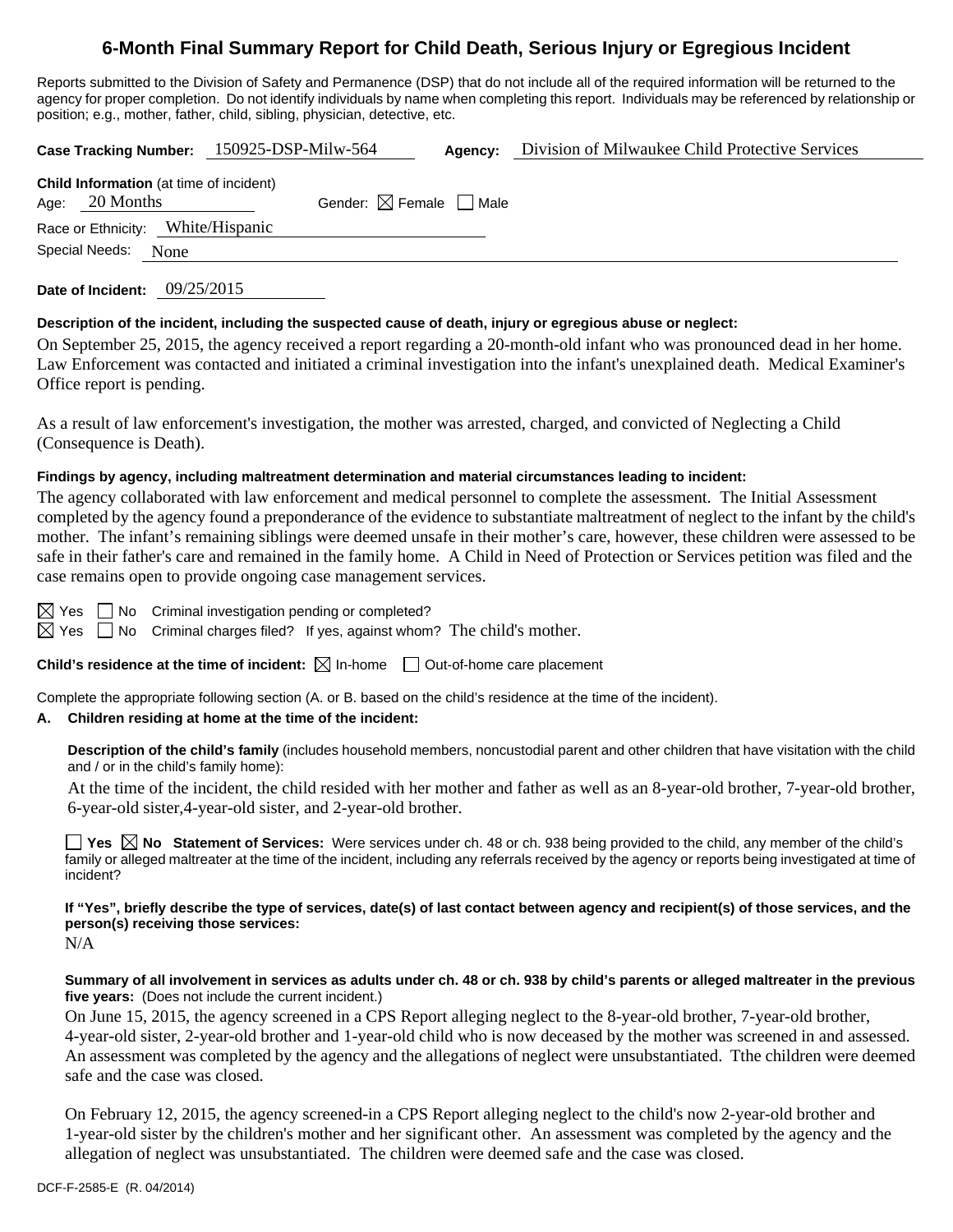# 6-Month Final Summary Report for Child Death, Serious Injury or Egregious Incident

Reports submitted to the Division of Safety and Permanence (DSP) that do not include all of the required information will be returned to the agency for proper completion. Do not identify individuals by name when completing this report. Individuals may be referenced by relationship or position; e.g., mother, father, child, sibling, physician, detective, etc.

**Case Tracking Number:** 150925-DSP-Milw-564 **Agency:** Division of Milwaukee Child Protective Services

**Child Information** (at time of incident)
Age: 20 Months Gender: ☒ Female ☐ Male
Race or Ethnicity: White/Hispanic
Special Needs: None

**Date of Incident:** 09/25/2015

**Description of the incident, including the suspected cause of death, injury or egregious abuse or neglect:**

On September 25, 2015, the agency received a report regarding a 20-month-old infant who was pronounced dead in her home. Law Enforcement was contacted and initiated a criminal investigation into the infant's unexplained death. Medical Examiner's Office report is pending.

As a result of law enforcement's investigation, the mother was arrested, charged, and convicted of Neglecting a Child (Consequence is Death).

**Findings by agency, including maltreatment determination and material circumstances leading to incident:**

The agency collaborated with law enforcement and medical personnel to complete the assessment. The Initial Assessment completed by the agency found a preponderance of the evidence to substantiate maltreatment of neglect to the infant by the child's mother. The infant's remaining siblings were deemed unsafe in their mother's care, however, these children were assessed to be safe in their father's care and remained in the family home. A Child in Need of Protection or Services petition was filed and the case remains open to provide ongoing case management services.

☒ Yes ☐ No Criminal investigation pending or completed?
☒ Yes ☐ No Criminal charges filed? If yes, against whom? The child's mother.

**Child's residence at the time of incident:** ☒ In-home ☐ Out-of-home care placement

Complete the appropriate following section (A. or B. based on the child's residence at the time of the incident).

**A. Children residing at home at the time of the incident:**

**Description of the child's family** (includes household members, noncustodial parent and other children that have visitation with the child and / or in the child's family home):

At the time of the incident, the child resided with her mother and father as well as an 8-year-old brother, 7-year-old brother, 6-year-old sister,4-year-old sister, and 2-year-old brother.

☐ **Yes** ☒ **No Statement of Services:** Were services under ch. 48 or ch. 938 being provided to the child, any member of the child's family or alleged maltreater at the time of the incident, including any referrals received by the agency or reports being investigated at time of incident?

**If "Yes", briefly describe the type of services, date(s) of last contact between agency and recipient(s) of those services, and the person(s) receiving those services:**

N/A

**Summary of all involvement in services as adults under ch. 48 or ch. 938 by child's parents or alleged maltreater in the previous five years:** (Does not include the current incident.)

On June 15, 2015, the agency screened in a CPS Report alleging neglect to the 8-year-old brother, 7-year-old brother, 4-year-old sister, 2-year-old brother and 1-year-old child who is now deceased by the mother was screened in and assessed. An assessment was completed by the agency and the allegations of neglect were unsubstantiated. Tthe children were deemed safe and the case was closed.

On February 12, 2015, the agency screened-in a CPS Report alleging neglect to the child's now 2-year-old brother and 1-year-old sister by the children's mother and her significant other. An assessment was completed by the agency and the allegation of neglect was unsubstantiated. The children were deemed safe and the case was closed.

DCF-F-2585-E (R. 04/2014)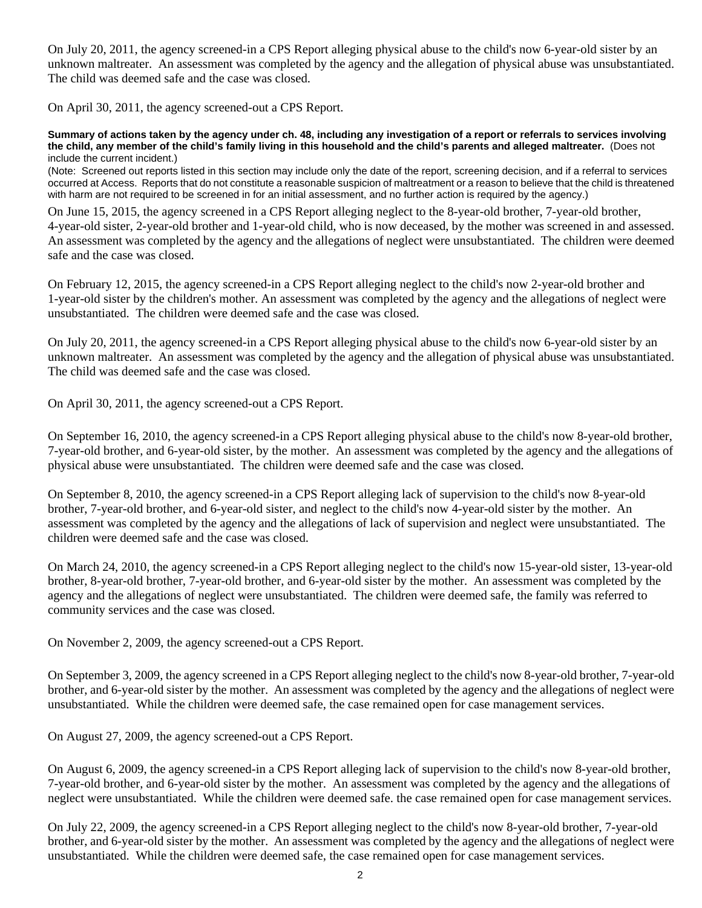On July 20, 2011, the agency screened-in a CPS Report alleging physical abuse to the child's now 6-year-old sister by an unknown maltreater. An assessment was completed by the agency and the allegation of physical abuse was unsubstantiated. The child was deemed safe and the case was closed.

On April 30, 2011, the agency screened-out a CPS Report.

**Summary of actions taken by the agency under ch. 48, including any investigation of a report or referrals to services involving the child, any member of the child's family living in this household and the child's parents and alleged maltreater.** (Does not include the current incident.)

(Note: Screened out reports listed in this section may include only the date of the report, screening decision, and if a referral to services occurred at Access. Reports that do not constitute a reasonable suspicion of maltreatment or a reason to believe that the child is threatened with harm are not required to be screened in for an initial assessment, and no further action is required by the agency.)

On June 15, 2015, the agency screened in a CPS Report alleging neglect to the 8-year-old brother, 7-year-old brother, 4-year-old sister, 2-year-old brother and 1-year-old child, who is now deceased, by the mother was screened in and assessed. An assessment was completed by the agency and the allegations of neglect were unsubstantiated. The children were deemed safe and the case was closed.

On February 12, 2015, the agency screened-in a CPS Report alleging neglect to the child's now 2-year-old brother and 1-year-old sister by the children's mother. An assessment was completed by the agency and the allegations of neglect were unsubstantiated. The children were deemed safe and the case was closed.

On July 20, 2011, the agency screened-in a CPS Report alleging physical abuse to the child's now 6-year-old sister by an unknown maltreater. An assessment was completed by the agency and the allegation of physical abuse was unsubstantiated. The child was deemed safe and the case was closed.

On April 30, 2011, the agency screened-out a CPS Report.

On September 16, 2010, the agency screened-in a CPS Report alleging physical abuse to the child's now 8-year-old brother, 7-year-old brother, and 6-year-old sister, by the mother. An assessment was completed by the agency and the allegations of physical abuse were unsubstantiated. The children were deemed safe and the case was closed.

On September 8, 2010, the agency screened-in a CPS Report alleging lack of supervision to the child's now 8-year-old brother, 7-year-old brother, and 6-year-old sister, and neglect to the child's now 4-year-old sister by the mother. An assessment was completed by the agency and the allegations of lack of supervision and neglect were unsubstantiated. The children were deemed safe and the case was closed.

On March 24, 2010, the agency screened-in a CPS Report alleging neglect to the child's now 15-year-old sister, 13-year-old brother, 8-year-old brother, 7-year-old brother, and 6-year-old sister by the mother. An assessment was completed by the agency and the allegations of neglect were unsubstantiated. The children were deemed safe, the family was referred to community services and the case was closed.

On November 2, 2009, the agency screened-out a CPS Report.

On September 3, 2009, the agency screened in a CPS Report alleging neglect to the child's now 8-year-old brother, 7-year-old brother, and 6-year-old sister by the mother. An assessment was completed by the agency and the allegations of neglect were unsubstantiated. While the children were deemed safe, the case remained open for case management services.

On August 27, 2009, the agency screened-out a CPS Report.

On August 6, 2009, the agency screened-in a CPS Report alleging lack of supervision to the child's now 8-year-old brother, 7-year-old brother, and 6-year-old sister by the mother. An assessment was completed by the agency and the allegations of neglect were unsubstantiated. While the children were deemed safe. the case remained open for case management services.

On July 22, 2009, the agency screened-in a CPS Report alleging neglect to the child's now 8-year-old brother, 7-year-old brother, and 6-year-old sister by the mother. An assessment was completed by the agency and the allegations of neglect were unsubstantiated. While the children were deemed safe, the case remained open for case management services.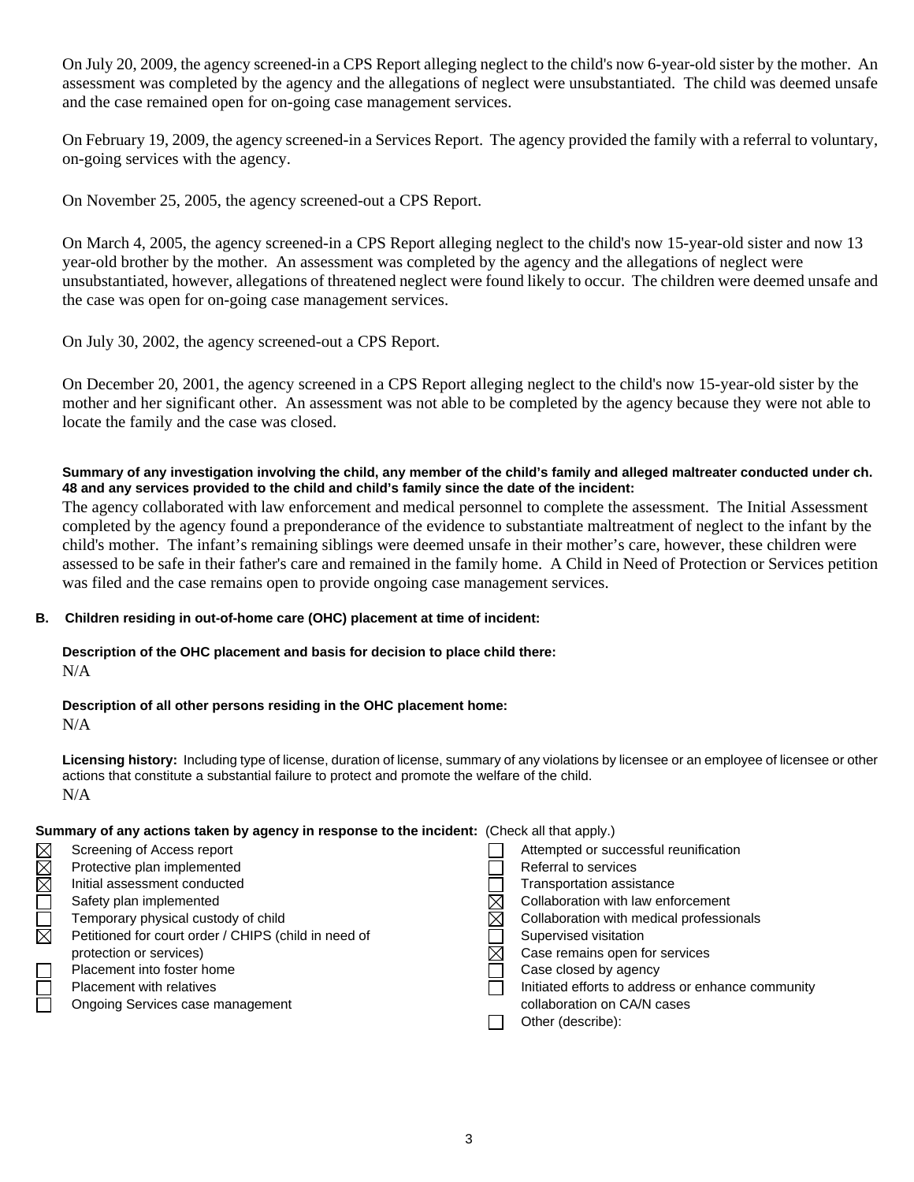On July 20, 2009, the agency screened-in a CPS Report alleging neglect to the child's now 6-year-old sister by the mother. An assessment was completed by the agency and the allegations of neglect were unsubstantiated. The child was deemed unsafe and the case remained open for on-going case management services.

On February 19, 2009, the agency screened-in a Services Report. The agency provided the family with a referral to voluntary, on-going services with the agency.

On November 25, 2005, the agency screened-out a CPS Report.

On March 4, 2005, the agency screened-in a CPS Report alleging neglect to the child's now 15-year-old sister and now 13 year-old brother by the mother. An assessment was completed by the agency and the allegations of neglect were unsubstantiated, however, allegations of threatened neglect were found likely to occur. The children were deemed unsafe and the case was open for on-going case management services.

On July 30, 2002, the agency screened-out a CPS Report.

On December 20, 2001, the agency screened in a CPS Report alleging neglect to the child's now 15-year-old sister by the mother and her significant other. An assessment was not able to be completed by the agency because they were not able to locate the family and the case was closed.

**Summary of any investigation involving the child, any member of the child's family and alleged maltreater conducted under ch. 48 and any services provided to the child and child's family since the date of the incident:**

The agency collaborated with law enforcement and medical personnel to complete the assessment. The Initial Assessment completed by the agency found a preponderance of the evidence to substantiate maltreatment of neglect to the infant by the child's mother. The infant's remaining siblings were deemed unsafe in their mother's care, however, these children were assessed to be safe in their father's care and remained in the family home. A Child in Need of Protection or Services petition was filed and the case remains open to provide ongoing case management services.

**B. Children residing in out-of-home care (OHC) placement at time of incident:**

**Description of the OHC placement and basis for decision to place child there:**
N/A

**Description of all other persons residing in the OHC placement home:**
N/A

**Licensing history:** Including type of license, duration of license, summary of any violations by licensee or an employee of licensee or other actions that constitute a substantial failure to protect and promote the welfare of the child.
N/A

**Summary of any actions taken by agency in response to the incident:** (Check all that apply.)

- ☒ Screening of Access report
- ☒ Protective plan implemented
- ☒ Initial assessment conducted
- ☐ Safety plan implemented
- ☐ Temporary physical custody of child
- ☒ Petitioned for court order / CHIPS (child in need of protection or services)
- ☐ Placement into foster home
- ☐ Placement with relatives
- ☐ Ongoing Services case management
- ☐ Attempted or successful reunification
- ☐ Referral to services
- ☐ Transportation assistance
- ☒ Collaboration with law enforcement
- ☒ Collaboration with medical professionals
- ☐ Supervised visitation
- ☒ Case remains open for services
- ☐ Case closed by agency
- ☐ Initiated efforts to address or enhance community collaboration on CA/N cases
- ☐ Other (describe):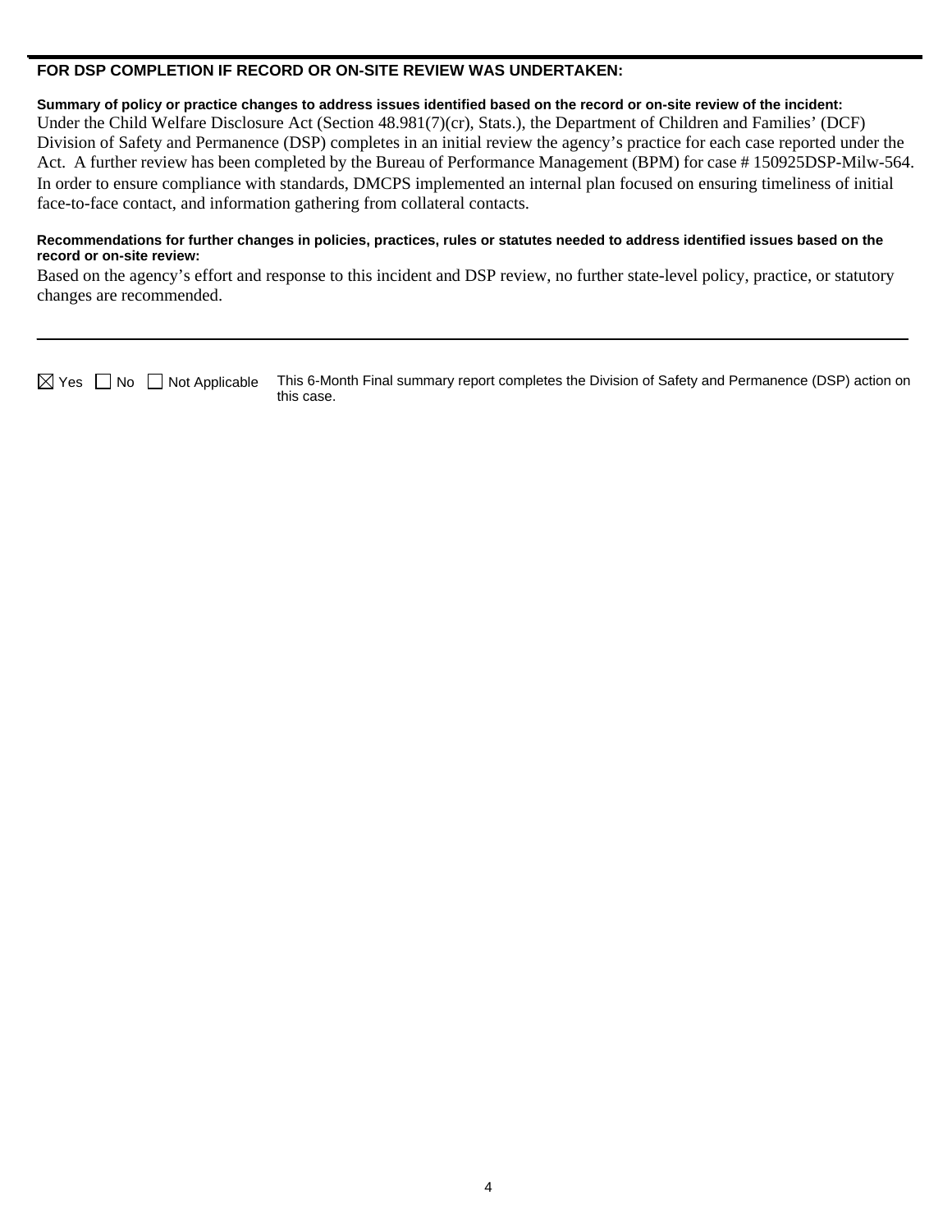## FOR DSP COMPLETION IF RECORD OR ON-SITE REVIEW WAS UNDERTAKEN:

**Summary of policy or practice changes to address issues identified based on the record or on-site review of the incident:**

Under the Child Welfare Disclosure Act (Section 48.981(7)(cr), Stats.), the Department of Children and Families' (DCF) Division of Safety and Permanence (DSP) completes in an initial review the agency's practice for each case reported under the Act. A further review has been completed by the Bureau of Performance Management (BPM) for case # 150925DSP-Milw-564. In order to ensure compliance with standards, DMCPS implemented an internal plan focused on ensuring timeliness of initial face-to-face contact, and information gathering from collateral contacts.

**Recommendations for further changes in policies, practices, rules or statutes needed to address identified issues based on the record or on-site review:**

Based on the agency's effort and response to this incident and DSP review, no further state-level policy, practice, or statutory changes are recommended.

---

☒ Yes ☐ No ☐ Not Applicable This 6-Month Final summary report completes the Division of Safety and Permanence (DSP) action on this case.